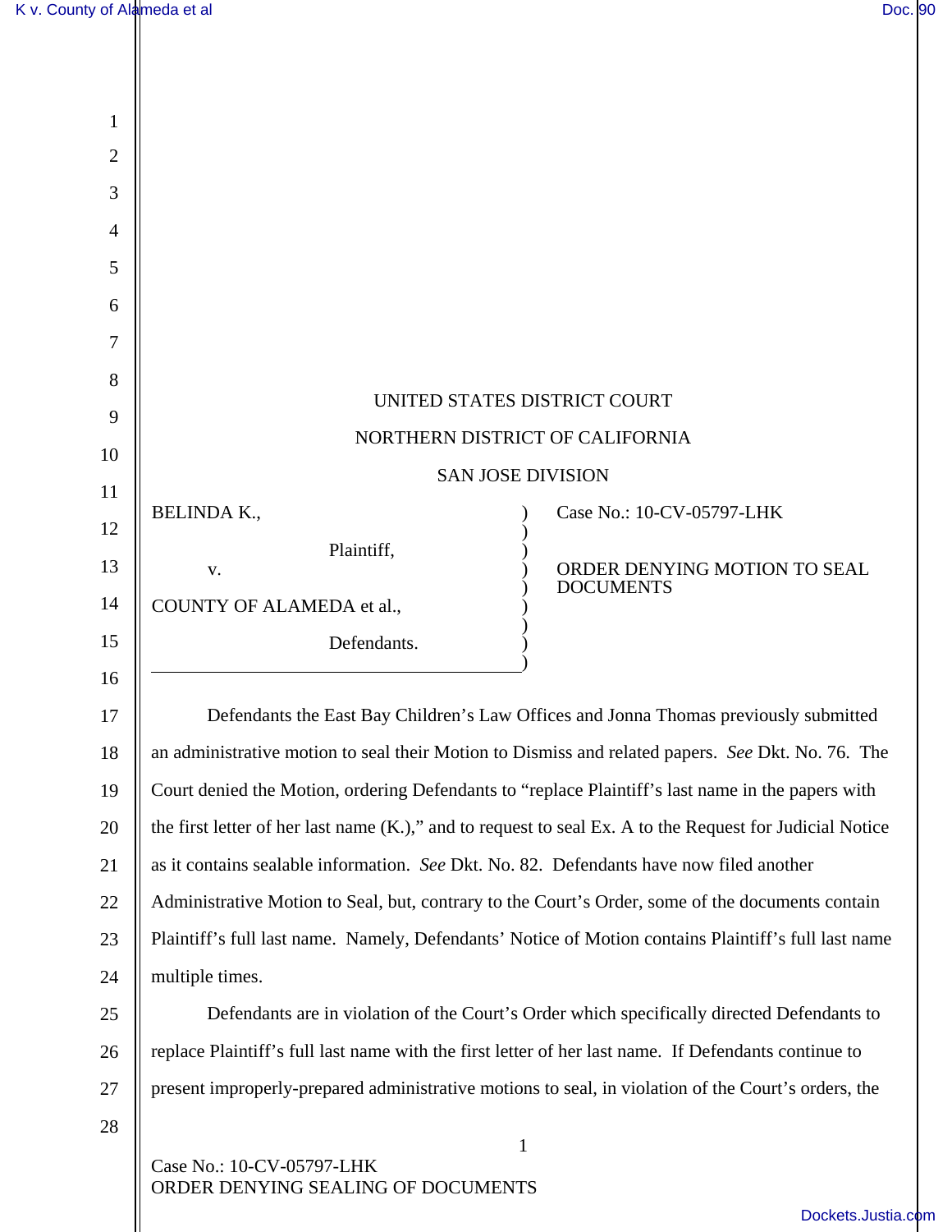UNITED STATES DISTRICT COURT

NORTHERN DISTRICT OF CALIFORNIA

SAN JOSE DIVISION

BELINDA K.,

Plaintiff,

v.

COUNTY OF ALAMEDA et al.,

Defendants.

Case No.: 10-CV-05797-LHK

ORDER DENYING MOTION TO SEAL DOCUMENTS

Defendants the East Bay Children's Law Offices and Jonna Thomas previously submitted an administrative motion to seal their Motion to Dismiss and related papers. *See* Dkt. No. 76. The Court denied the Motion, ordering Defendants to "replace Plaintiff's last name in the papers with the first letter of her last name (K.)," and to request to seal Ex. A to the Request for Judicial Notice as it contains sealable information. *See* Dkt. No. 82. Defendants have now filed another Administrative Motion to Seal, but, contrary to the Court's Order, some of the documents contain Plaintiff's full last name. Namely, Defendants' Notice of Motion contains Plaintiff's full last name multiple times.

Defendants are in violation of the Court's Order which specifically directed Defendants to replace Plaintiff's full last name with the first letter of her last name. If Defendants continue to present improperly-prepared administrative motions to seal, in violation of the Court's orders, the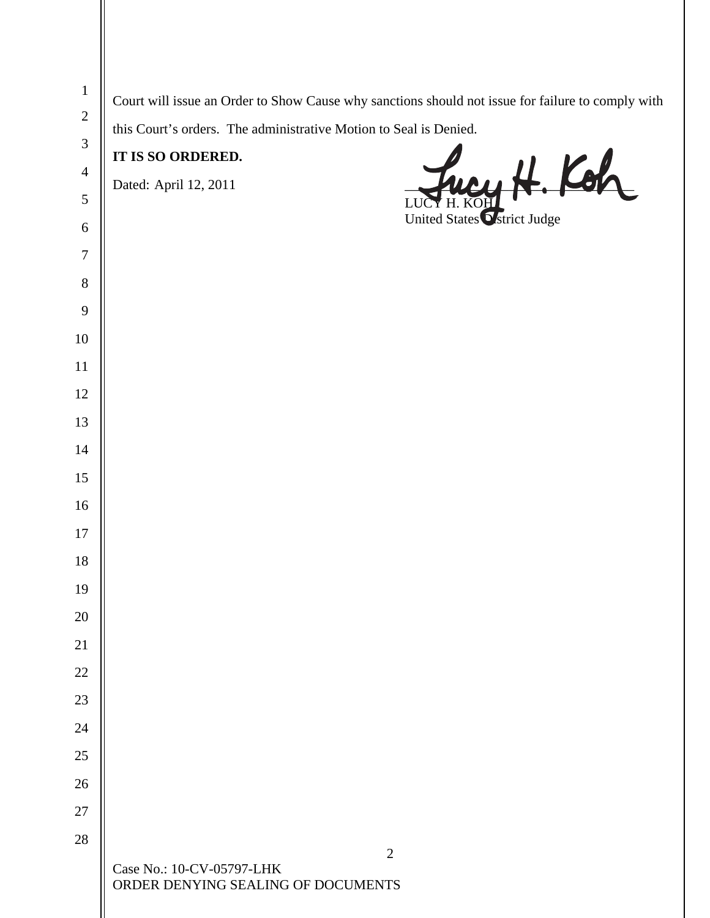Court will issue an Order to Show Cause why sanctions should not issue for failure to comply with this Court's orders. The administrative Motion to Seal is Denied.

**IT IS SO ORDERED.**

Dated: April 12, 2011

LUCY H. KOH
United States District Judge

Case No.: 10-CV-05797-LHK
ORDER DENYING SEALING OF DOCUMENTS